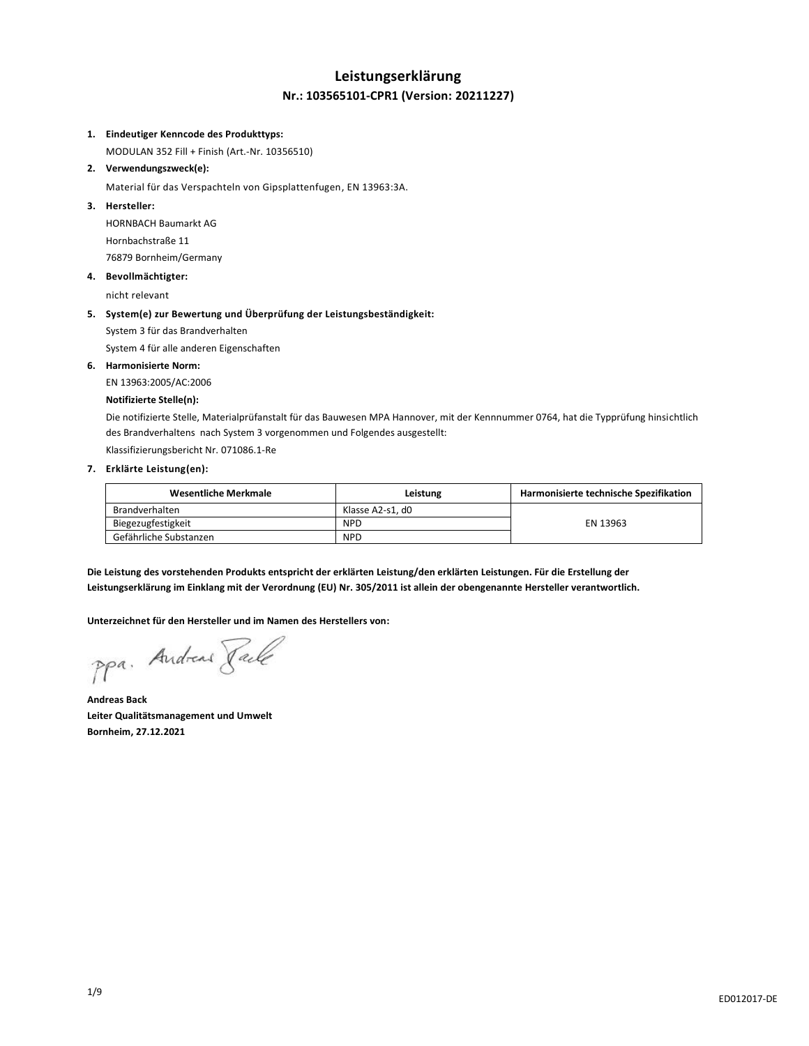# Leistungserklärung

## Nr.: 103565101-CPR1 (Version: 20211227)

1. **Eindeutiger Kenncode des Produkttyps:**

   MODULAN 352 Fill + Finish (Art.-Nr. 10356510)

2. **Verwendungszweck(e):**

   Material für das Verspachteln von Gipsplattenfugen, EN 13963:3A.

3. **Hersteller:**

   HORNBACH Baumarkt AG

   Hornbachstraße 11

   76879 Bornheim/Germany

4. **Bevollmächtigter:**

   nicht relevant

5. **System(e) zur Bewertung und Überprüfung der Leistungsbeständigkeit:**

   System 3 für das Brandverhalten

   System 4 für alle anderen Eigenschaften

6. **Harmonisierte Norm:**

   EN 13963:2005/AC:2006

   **Notifizierte Stelle(n):**

   Die notifizierte Stelle, Materialprüfanstalt für das Bauwesen MPA Hannover, mit der Kennnummer 0764, hat die Typprüfung hinsichtlich des Brandverhaltens nach System 3 vorgenommen und Folgendes ausgestellt:

   Klassifizierungsbericht Nr. 071086.1-Re

7. **Erklärte Leistung(en):**

| Wesentliche Merkmale | Leistung | Harmonisierte technische Spezifikation |
|---|---|---|
| Brandverhalten | Klasse A2-s1, d0 | EN 13963 |
| Biegezugfestigkeit | NPD | |
| Gefährliche Substanzen | NPD | |

**Die Leistung des vorstehenden Produkts entspricht der erklärten Leistung/den erklärten Leistungen. Für die Erstellung der Leistungserklärung im Einklang mit der Verordnung (EU) Nr. 305/2011 ist allein der obengenannte Hersteller verantwortlich.**

**Unterzeichnet für den Hersteller und im Namen des Herstellers von:**

ppa. Andreas Back

**Andreas Back**
**Leiter Qualitätsmanagement und Umwelt**
**Bornheim, 27.12.2021**

ED012017-DE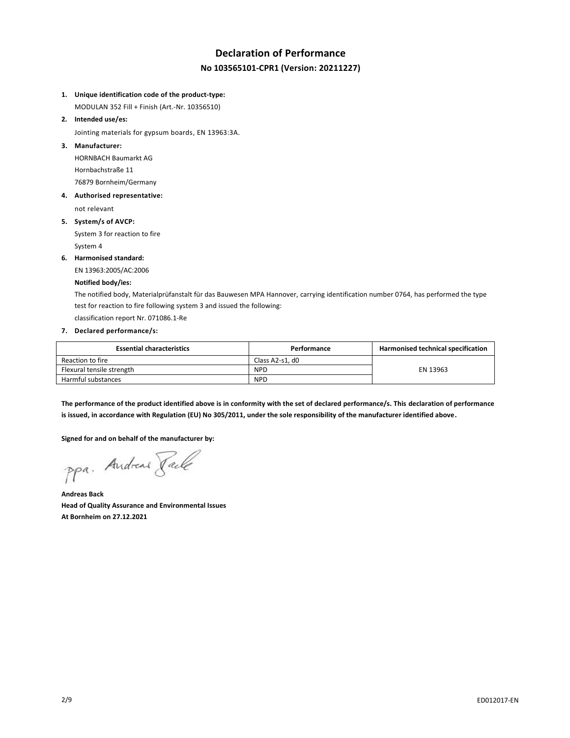# Declaration of Performance

## No 103565101-CPR1 (Version: 20211227)

1. **Unique identification code of the product-type:**

   MODULAN 352 Fill + Finish (Art.-Nr. 10356510)

2. **Intended use/es:**

   Jointing materials for gypsum boards, EN 13963:3A.

3. **Manufacturer:**

   HORNBACH Baumarkt AG

   Hornbachstraße 11

   76879 Bornheim/Germany

4. **Authorised representative:**

   not relevant

5. **System/s of AVCP:**

   System 3 for reaction to fire

   System 4

6. **Harmonised standard:**

   EN 13963:2005/AC:2006

   **Notified body/ies:**

   The notified body, Materialprüfanstalt für das Bauwesen MPA Hannover, carrying identification number 0764, has performed the type test for reaction to fire following system 3 and issued the following:

   classification report Nr. 071086.1-Re

7. **Declared performance/s:**

| Essential characteristics | Performance | Harmonised technical specification |
|---|---|---|
| Reaction to fire | Class A2-s1, d0 | EN 13963 |
| Flexural tensile strength | NPD | |
| Harmful substances | NPD | |

**The performance of the product identified above is in conformity with the set of declared performance/s. This declaration of performance is issued, in accordance with Regulation (EU) No 305/2011, under the sole responsibility of the manufacturer identified above.**

**Signed for and on behalf of the manufacturer by:**

ppa. Andreas Back

**Andreas Back**
**Head of Quality Assurance and Environmental Issues**
**At Bornheim on 27.12.2021**

ED012017-EN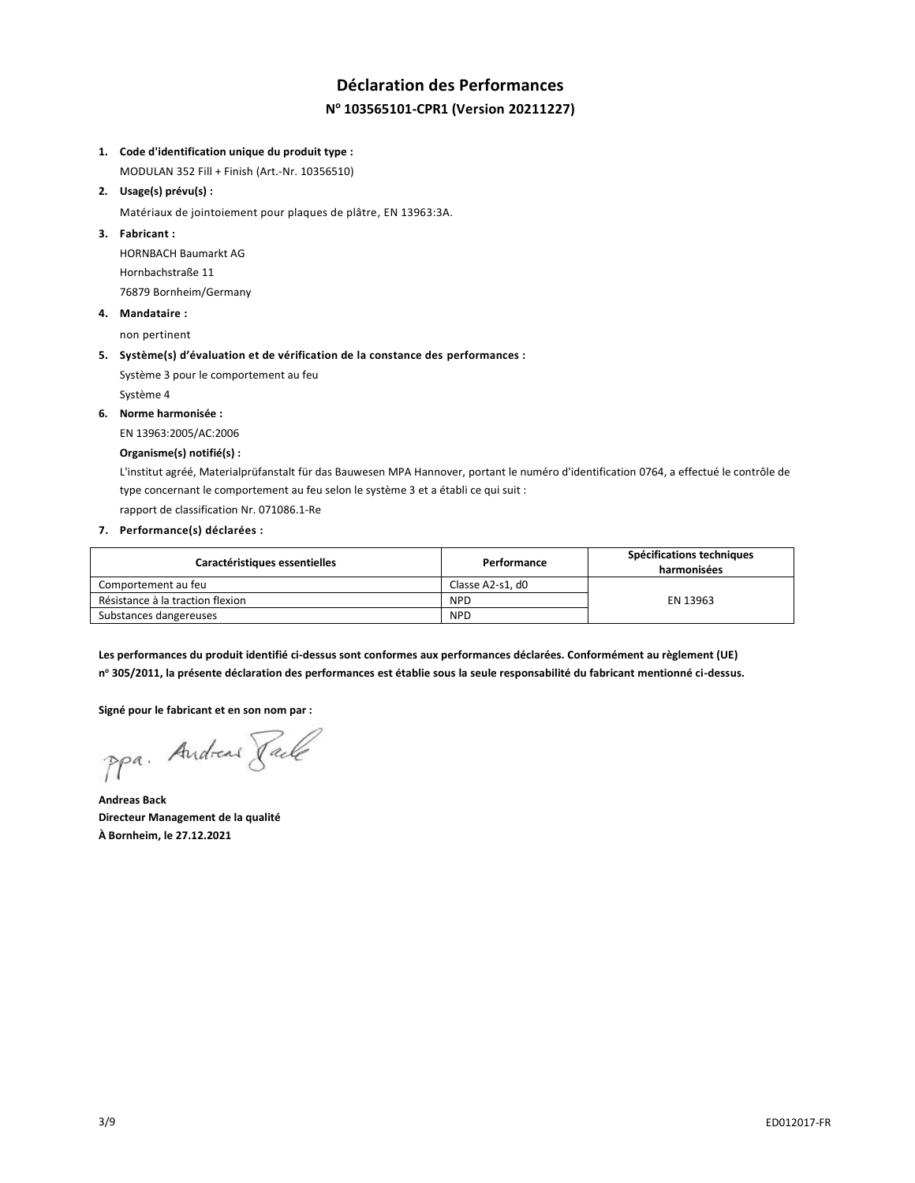# Déclaration des Performances

## N° 103565101-CPR1 (Version 20211227)

1. **Code d'identification unique du produit type :**
   MODULAN 352 Fill + Finish (Art.-Nr. 10356510)
2. **Usage(s) prévu(s) :**
   Matériaux de jointoiement pour plaques de plâtre, EN 13963:3A.
3. **Fabricant :**
   HORNBACH Baumarkt AG
   Hornbachstraße 11
   76879 Bornheim/Germany
4. **Mandataire :**
   non pertinent
5. **Système(s) d'évaluation et de vérification de la constance des performances :**
   Système 3 pour le comportement au feu
   Système 4
6. **Norme harmonisée :**
   EN 13963:2005/AC:2006
   **Organisme(s) notifié(s) :**
   L'institut agréé, Materialprüfanstalt für das Bauwesen MPA Hannover, portant le numéro d'identification 0764, a effectué le contrôle de type concernant le comportement au feu selon le système 3 et a établi ce qui suit :
   rapport de classification Nr. 071086.1-Re
7. **Performance(s) déclarées :**

| Caractéristiques essentielles | Performance | Spécifications techniques harmonisées |
|---|---|---|
| Comportement au feu | Classe A2-s1, d0 | EN 13963 |
| Résistance à la traction flexion | NPD | |
| Substances dangereuses | NPD | |

**Les performances du produit identifié ci-dessus sont conformes aux performances déclarées. Conformément au règlement (UE) n° 305/2011, la présente déclaration des performances est établie sous la seule responsabilité du fabricant mentionné ci-dessus.**

**Signé pour le fabricant et en son nom par :**

ppa. Andreas Back

**Andreas Back**
**Directeur Management de la qualité**
**À Bornheim, le 27.12.2021**

ED012017-FR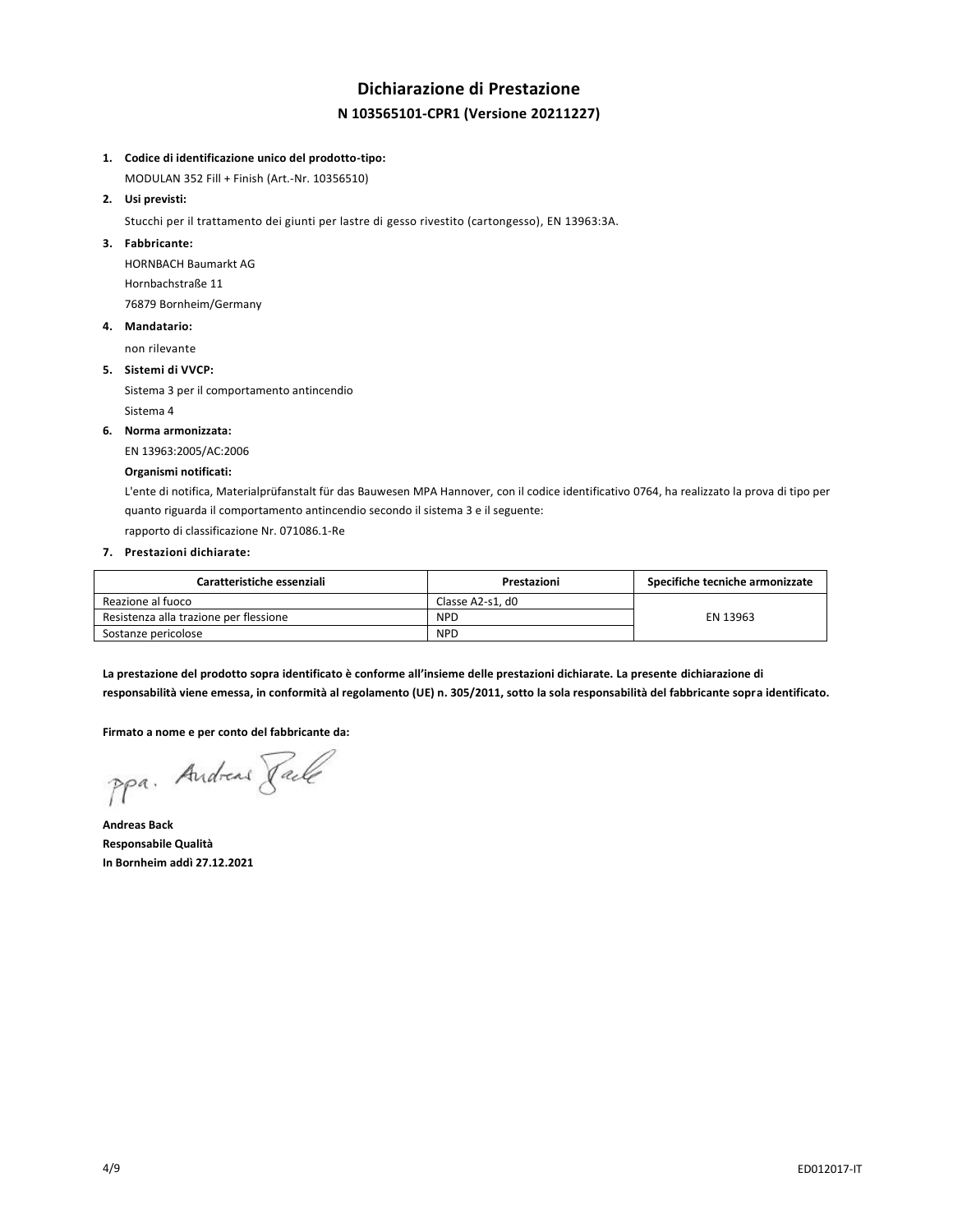# Dichiarazione di Prestazione

## N 103565101-CPR1 (Versione 20211227)

1. **Codice di identificazione unico del prodotto-tipo:**
   
   MODULAN 352 Fill + Finish (Art.-Nr. 10356510)

2. **Usi previsti:**
   
   Stucchi per il trattamento dei giunti per lastre di gesso rivestito (cartongesso), EN 13963:3A.

3. **Fabbricante:**
   
   HORNBACH Baumarkt AG
   
   Hornbachstraße 11
   
   76879 Bornheim/Germany

4. **Mandatario:**
   
   non rilevante

5. **Sistemi di VVCP:**
   
   Sistema 3 per il comportamento antincendio
   
   Sistema 4

6. **Norma armonizzata:**
   
   EN 13963:2005/AC:2006
   
   **Organismi notificati:**
   
   L'ente di notifica, Materialprüfanstalt für das Bauwesen MPA Hannover, con il codice identificativo 0764, ha realizzato la prova di tipo per quanto riguarda il comportamento antincendio secondo il sistema 3 e il seguente:
   
   rapporto di classificazione Nr. 071086.1-Re

7. **Prestazioni dichiarate:**

| Caratteristiche essenziali | Prestazioni | Specifiche tecniche armonizzate |
|---|---|---|
| Reazione al fuoco | Classe A2-s1, d0 | EN 13963 |
| Resistenza alla trazione per flessione | NPD | |
| Sostanze pericolose | NPD | |

**La prestazione del prodotto sopra identificato è conforme all'insieme delle prestazioni dichiarate. La presente dichiarazione di responsabilità viene emessa, in conformità al regolamento (UE) n. 305/2011, sotto la sola responsabilità del fabbricante sopra identificato.**

**Firmato a nome e per conto del fabbricante da:**

ppa. Andreas Back

**Andreas Back**  
**Responsabile Qualità**  
**In Bornheim addì 27.12.2021**

ED012017-IT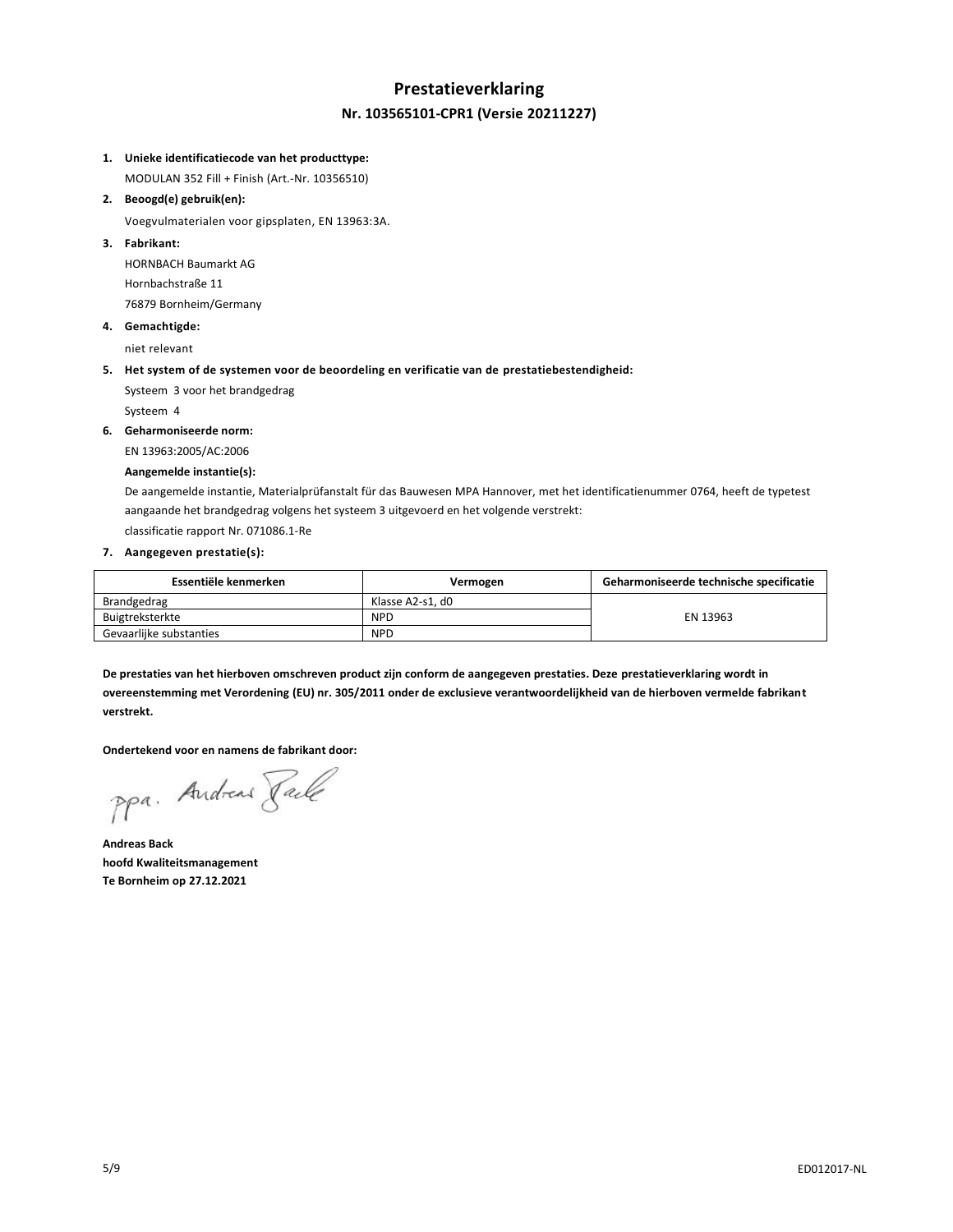# Prestatieverklaring

## Nr. 103565101-CPR1 (Versie 20211227)

1. **Unieke identificatiecode van het producttype:**
   MODULAN 352 Fill + Finish (Art.-Nr. 10356510)
2. **Beoogd(e) gebruik(en):**
   Voegvulmaterialen voor gipsplaten, EN 13963:3A.
3. **Fabrikant:**
   HORNBACH Baumarkt AG
   Hornbachstraße 11
   76879 Bornheim/Germany
4. **Gemachtigde:**
   niet relevant
5. **Het system of de systemen voor de beoordeling en verificatie van de prestatiebestendigheid:**
   Systeem 3 voor het brandgedrag
   Systeem 4
6. **Geharmoniseerde norm:**
   EN 13963:2005/AC:2006

   **Aangemelde instantie(s):**

   De aangemelde instantie, Materialprüfanstalt für das Bauwesen MPA Hannover, met het identificatienummer 0764, heeft de typetest aangaande het brandgedrag volgens het systeem 3 uitgevoerd en het volgende verstrekt:
   classificatie rapport Nr. 071086.1-Re
7. **Aangegeven prestatie(s):**

| Essentiële kenmerken | Vermogen | Geharmoniseerde technische specificatie |
|---|---|---|
| Brandgedrag | Klasse A2-s1, d0 | EN 13963 |
| Buigtreksterkte | NPD | |
| Gevaarlijke substanties | NPD | |

**De prestaties van het hierboven omschreven product zijn conform de aangegeven prestaties. Deze prestatieverklaring wordt in overeenstemming met Verordening (EU) nr. 305/2011 onder de exclusieve verantwoordelijkheid van de hierboven vermelde fabrikant verstrekt.**

**Ondertekend voor en namens de fabrikant door:**

ppa. Andreas Back

**Andreas Back**
**hoofd Kwaliteitsmanagement**
**Te Bornheim op 27.12.2021**

ED012017-NL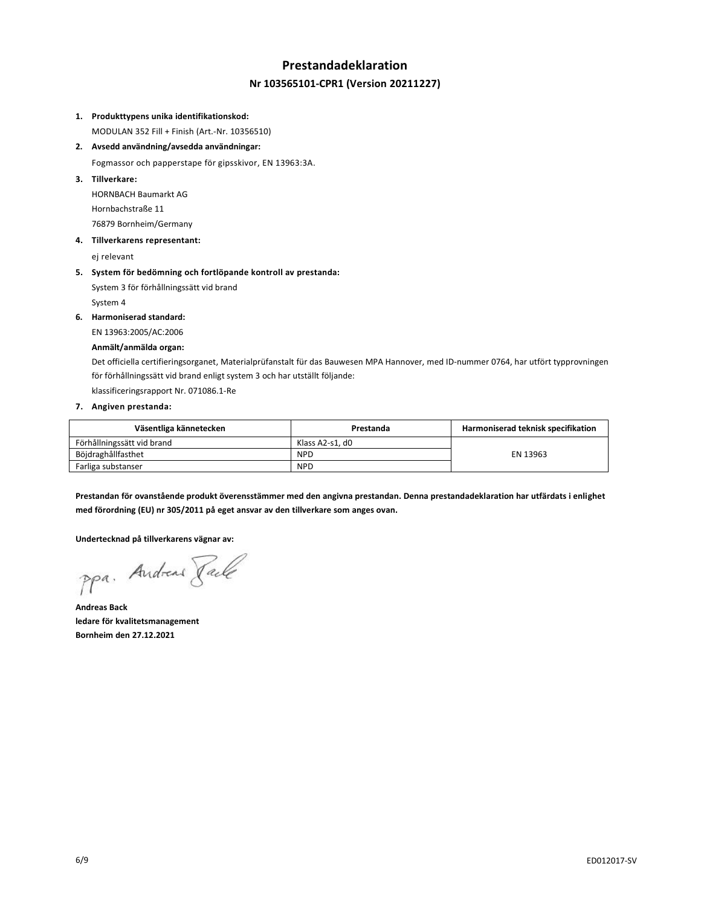# Prestandadeklaration

## Nr 103565101-CPR1 (Version 20211227)

1. **Produkttypens unika identifikationskod:**

   MODULAN 352 Fill + Finish (Art.-Nr. 10356510)

2. **Avsedd användning/avsedda användningar:**

   Fogmassor och papperstape för gipsskivor, EN 13963:3A.

3. **Tillverkare:**

   HORNBACH Baumarkt AG

   Hornbachstraße 11

   76879 Bornheim/Germany

4. **Tillverkarens representant:**

   ej relevant

5. **System för bedömning och fortlöpande kontroll av prestanda:**

   System 3 för förhållningssätt vid brand

   System 4

6. **Harmoniserad standard:**

   EN 13963:2005/AC:2006

   **Anmält/anmälda organ:**

   Det officiella certifieringsorganet, Materialprüfanstalt für das Bauwesen MPA Hannover, med ID-nummer 0764, har utfört typprovningen för förhållningssätt vid brand enligt system 3 och har utställt följande:

   klassificeringsrapport Nr. 071086.1-Re

7. **Angiven prestanda:**

| Väsentliga kännetecken | Prestanda | Harmoniserad teknisk specifikation |
|---|---|---|
| Förhållningssätt vid brand | Klass A2-s1, d0 | EN 13963 |
| Böjdraghållfasthet | NPD | |
| Farliga substanser | NPD | |

**Prestandan för ovanstående produkt överensstämmer med den angivna prestandan. Denna prestandadeklaration har utfärdats i enlighet med förordning (EU) nr 305/2011 på eget ansvar av den tillverkare som anges ovan.**

**Undertecknad på tillverkarens vägnar av:**

ppa. Andreas Back

**Andreas Back**
**ledare för kvalitetsmanagement**
**Bornheim den 27.12.2021**

ED012017-SV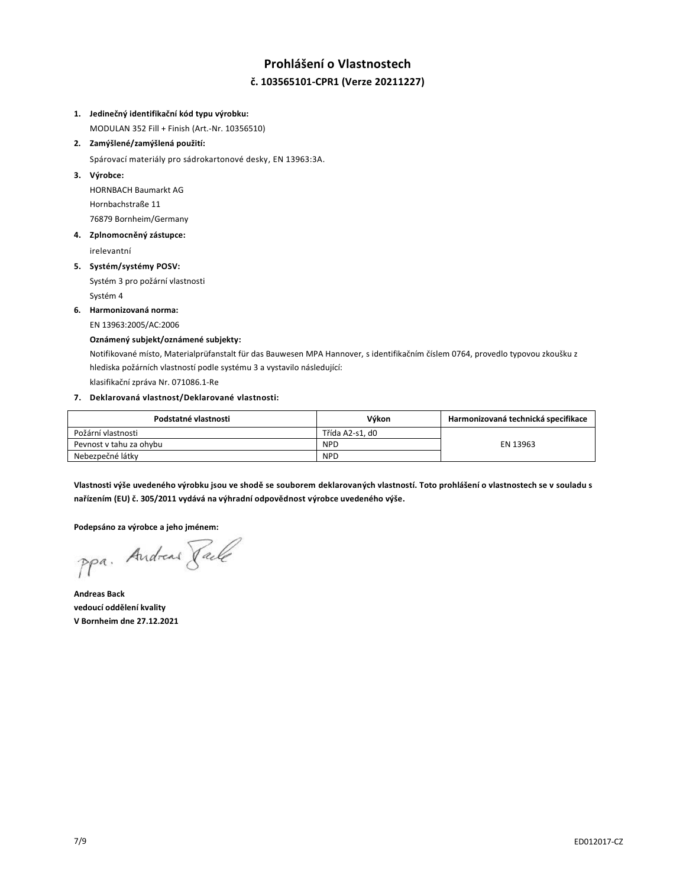# Prohlášení o Vlastnostech

## č. 103565101-CPR1 (Verze 20211227)

1. **Jedinečný identifikační kód typu výrobku:**
   MODULAN 352 Fill + Finish (Art.-Nr. 10356510)
2. **Zamýšlené/zamýšlená použití:**
   Spárovací materiály pro sádrokartonové desky, EN 13963:3A.
3. **Výrobce:**
   HORNBACH Baumarkt AG
   Hornbachstraße 11
   76879 Bornheim/Germany
4. **Zplnomocněný zástupce:**
   irelevantní
5. **Systém/systémy POSV:**
   Systém 3 pro požární vlastnosti
   Systém 4
6. **Harmonizovaná norma:**
   EN 13963:2005/AC:2006

   **Oznámený subjekt/oznámené subjekty:**
   Notifikované místo, Materialprüfanstalt für das Bauwesen MPA Hannover, s identifikačním číslem 0764, provedlo typovou zkoušku z hlediska požárních vlastností podle systému 3 a vystavilo následující:
   klasifikační zpráva Nr. 071086.1-Re
7. **Deklarovaná vlastnost/Deklarované vlastnosti:**

| Podstatné vlastnosti | Výkon | Harmonizovaná technická specifikace |
|---|---|---|
| Požární vlastnosti | Třída A2-s1, d0 | EN 13963 |
| Pevnost v tahu za ohybu | NPD | |
| Nebezpečné látky | NPD | |

**Vlastnosti výše uvedeného výrobku jsou ve shodě se souborem deklarovaných vlastností. Toto prohlášení o vlastnostech se v souladu s nařízením (EU) č. 305/2011 vydává na výhradní odpovědnost výrobce uvedeného výše.**

**Podepsáno za výrobce a jeho jménem:**

ppa. Andreas Back

**Andreas Back**
**vedoucí oddělení kvality**
**V Bornheim dne 27.12.2021**

ED012017-CZ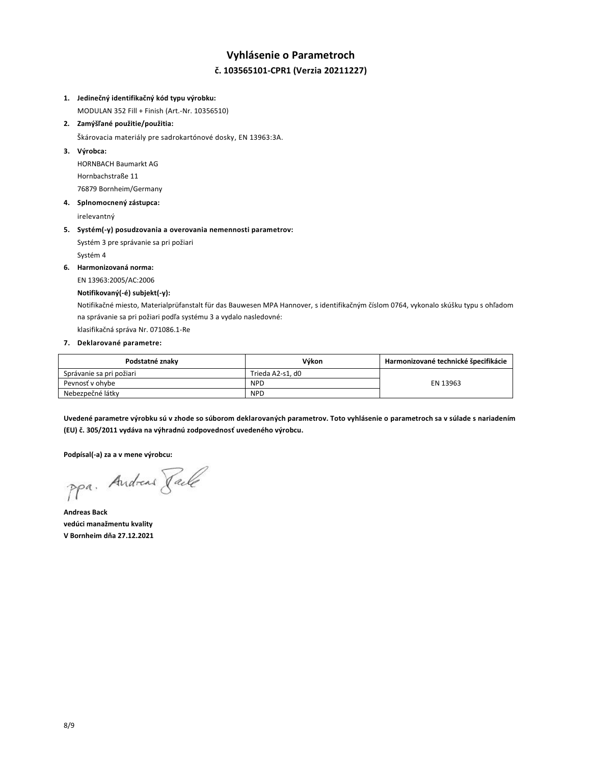# Vyhlásenie o Parametroch

## č. 103565101-CPR1 (Verzia 20211227)

1. **Jedinečný identifikačný kód typu výrobku:**
   MODULAN 352 Fill + Finish (Art.-Nr. 10356510)
2. **Zamýšľané použitie/použitia:**
   Škárovacia materiály pre sadrokartónové dosky, EN 13963:3A.
3. **Výrobca:**
   HORNBACH Baumarkt AG
   Hornbachstraße 11
   76879 Bornheim/Germany
4. **Splnomocnený zástupca:**
   irelevantný
5. **Systém(-y) posudzovania a overovania nemennosti parametrov:**
   Systém 3 pre správanie sa pri požiari
   Systém 4
6. **Harmonizovaná norma:**
   EN 13963:2005/AC:2006
   **Notifikovaný(-é) subjekt(-y):**
   Notifikačné miesto, Materialprüfanstalt für das Bauwesen MPA Hannover, s identifikačným číslom 0764, vykonalo skúšku typu s ohľadom na správanie sa pri požiari podľa systému 3 a vydalo nasledovné:
   klasifikačná správa Nr. 071086.1-Re
7. **Deklarované parametre:**

| Podstatné znaky | Výkon | Harmonizované technické špecifikácie |
|---|---|---|
| Správanie sa pri požiari | Trieda A2-s1, d0 | EN 13963 |
| Pevnosť v ohybe | NPD | |
| Nebezpečné látky | NPD | |

**Uvedené parametre výrobku sú v zhode so súborom deklarovaných parametrov. Toto vyhlásenie o parametroch sa v súlade s nariadením (EU) č. 305/2011 vydáva na výhradnú zodpovednosť uvedeného výrobcu.**

**Podpísal(-a) za a v mene výrobcu:**

ppa. Andreas Back

**Andreas Back**
**vedúci manažmentu kvality**
**V Bornheim dňa 27.12.2021**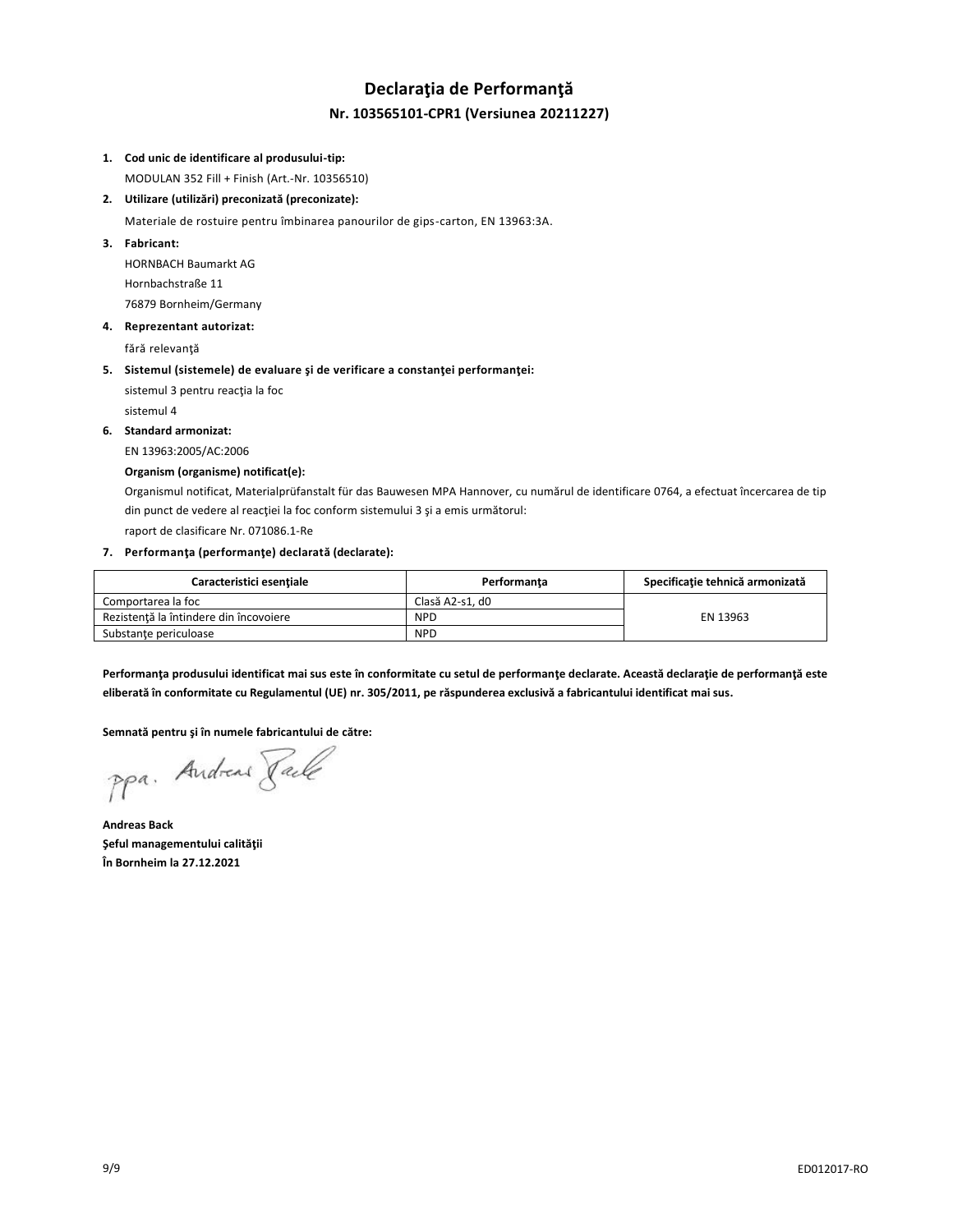# Declaraţia de Performanţă

## Nr. 103565101-CPR1 (Versiunea 20211227)

1. **Cod unic de identificare al produsului-tip:**
   MODULAN 352 Fill + Finish (Art.-Nr. 10356510)
2. **Utilizare (utilizări) preconizată (preconizate):**
   Materiale de rostuire pentru îmbinarea panourilor de gips-carton, EN 13963:3A.
3. **Fabricant:**
   HORNBACH Baumarkt AG
   Hornbachstraße 11
   76879 Bornheim/Germany
4. **Reprezentant autorizat:**
   fără relevanţă
5. **Sistemul (sistemele) de evaluare şi de verificare a constanţei performanţei:**
   sistemul 3 pentru reacţia la foc
   sistemul 4
6. **Standard armonizat:**
   EN 13963:2005/AC:2006

   **Organism (organisme) notificat(e):**
   Organismul notificat, Materialprüfanstalt für das Bauwesen MPA Hannover, cu numărul de identificare 0764, a efectuat încercarea de tip din punct de vedere al reacţiei la foc conform sistemului 3 şi a emis următorul:
   raport de clasificare Nr. 071086.1-Re
7. **Performanţa (performanţe) declarată (declarate):**

| Caracteristici esenţiale | Performanţa | Specificaţie tehnică armonizată |
| --- | --- | --- |
| Comportarea la foc | Clasă A2-s1, d0 | EN 13963 |
| Rezistenţă la întindere din încovoiere | NPD | |
| Substanţe periculoase | NPD | |

**Performanţa produsului identificat mai sus este în conformitate cu setul de performanţe declarate. Această declaraţie de performanţă este eliberată în conformitate cu Regulamentul (UE) nr. 305/2011, pe răspunderea exclusivă a fabricantului identificat mai sus.**

**Semnată pentru şi în numele fabricantului de către:**

ppa. Andreas Back

**Andreas Back**
**Şeful managementului calităţii**
**În Bornheim la 27.12.2021**

ED012017-RO